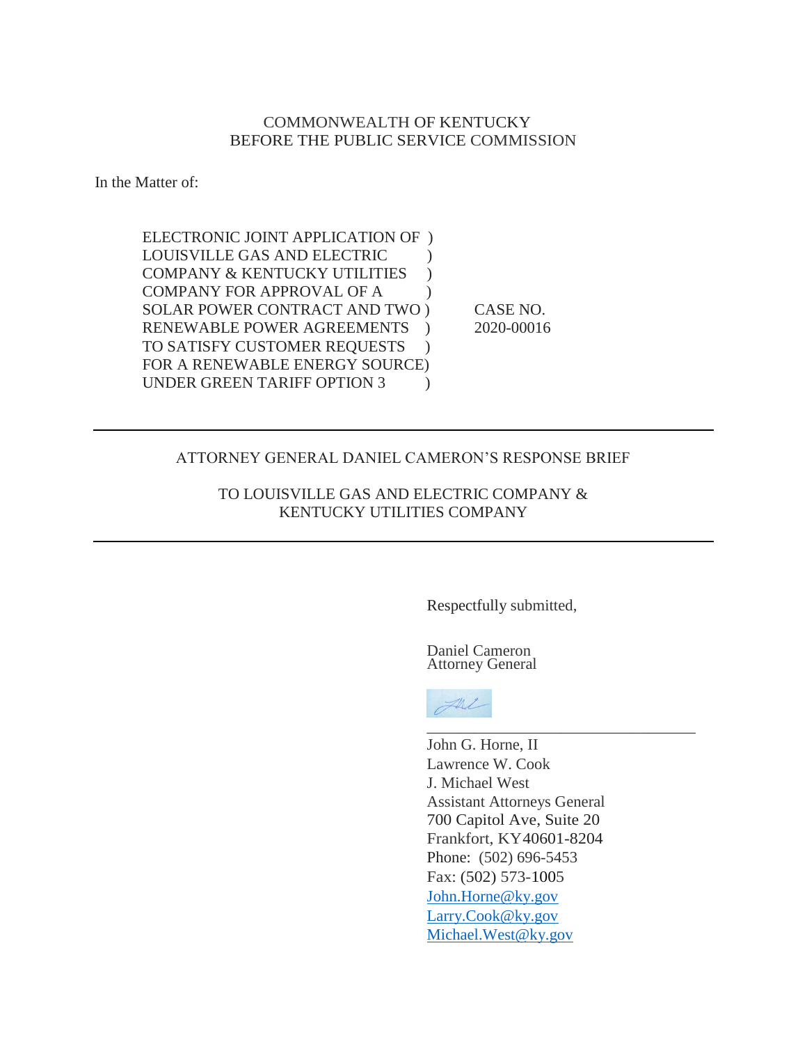COMMONWEALTH OF KENTUCKY
BEFORE THE PUBLIC SERVICE COMMISSION

In the Matter of:

| | |
|---|---|
| ELECTRONIC JOINT APPLICATION OF )<br>LOUISVILLE GAS AND ELECTRIC )<br>COMPANY & KENTUCKY UTILITIES )<br>COMPANY FOR APPROVAL OF A )<br>SOLAR POWER CONTRACT AND TWO )<br>RENEWABLE POWER AGREEMENTS )<br>TO SATISFY CUSTOMER REQUESTS )<br>FOR A RENEWABLE ENERGY SOURCE)<br>UNDER GREEN TARIFF OPTION 3 ) | CASE NO.<br>2020-00016 |

---

ATTORNEY GENERAL DANIEL CAMERON'S RESPONSE BRIEF

TO LOUISVILLE GAS AND ELECTRIC COMPANY &
KENTUCKY UTILITIES COMPANY

---

Respectfully submitted,

Daniel Cameron
Attorney General

\_\_\_\_\_\_\_\_\_\_\_\_\_\_\_\_\_\_\_\_\_\_\_\_\_\_\_\_\_\_\_\_\_\_
John G. Horne, II
Lawrence W. Cook
J. Michael West
Assistant Attorneys General
700 Capitol Ave, Suite 20
Frankfort, KY 40601-8204
Phone: (502) 696-5453
Fax: (502) 573-1005
John.Horne@ky.gov
Larry.Cook@ky.gov
Michael.West@ky.gov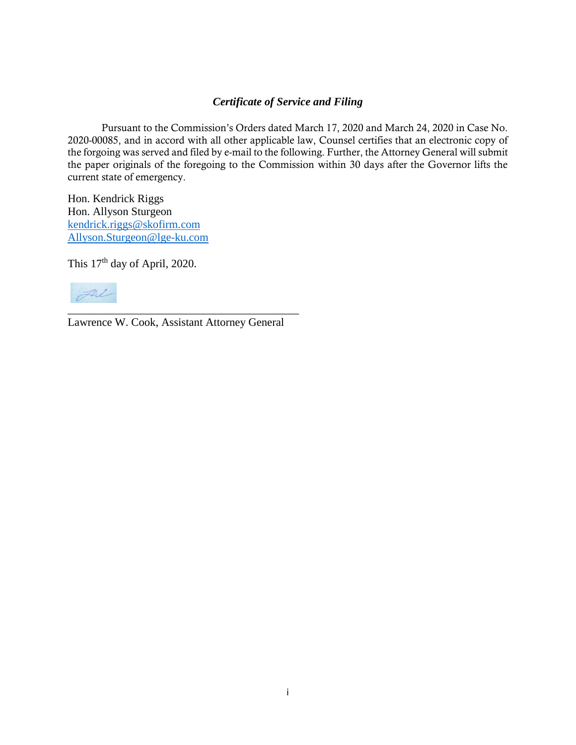### *Certificate of Service and Filing*

Pursuant to the Commission's Orders dated March 17, 2020 and March 24, 2020 in Case No. 2020-00085, and in accord with all other applicable law, Counsel certifies that an electronic copy of the forgoing was served and filed by e-mail to the following. Further, the Attorney General will submit the paper originals of the foregoing to the Commission within 30 days after the Governor lifts the current state of emergency.

Hon. Kendrick Riggs
Hon. Allyson Sturgeon
kendrick.riggs@skofirm.com
Allyson.Sturgeon@lge-ku.com

This 17th day of April, 2020.

\_\_\_\_\_\_\_\_\_\_\_\_\_\_\_\_\_\_\_\_\_\_\_\_\_\_\_\_\_\_\_\_\_\_\_\_\_\_\_\_\_\_
Lawrence W. Cook, Assistant Attorney General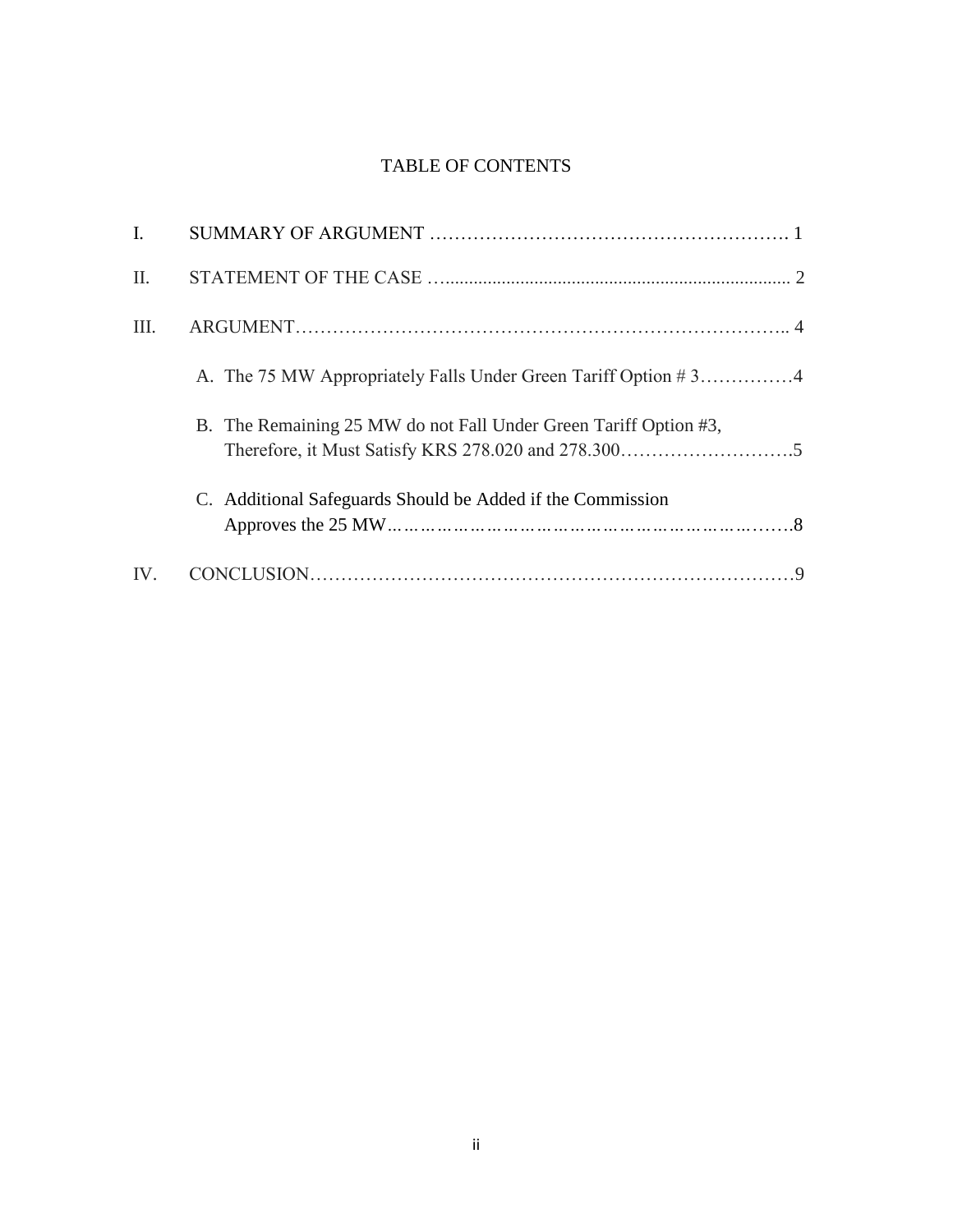# TABLE OF CONTENTS

I. SUMMARY OF ARGUMENT ………………………………………………. 1

II. STATEMENT OF THE CASE …....................................................................... 2

III. ARGUMENT………………………………………………………………….. 4

- A. The 75 MW Appropriately Falls Under Green Tariff Option # 3……………4
- B. The Remaining 25 MW do not Fall Under Green Tariff Option #3, Therefore, it Must Satisfy KRS 278.020 and 278.300……………………….5
- C. Additional Safeguards Should be Added if the Commission Approves the 25 MW…………………………………………………………….8

IV. CONCLUSION…………………………………………………………………9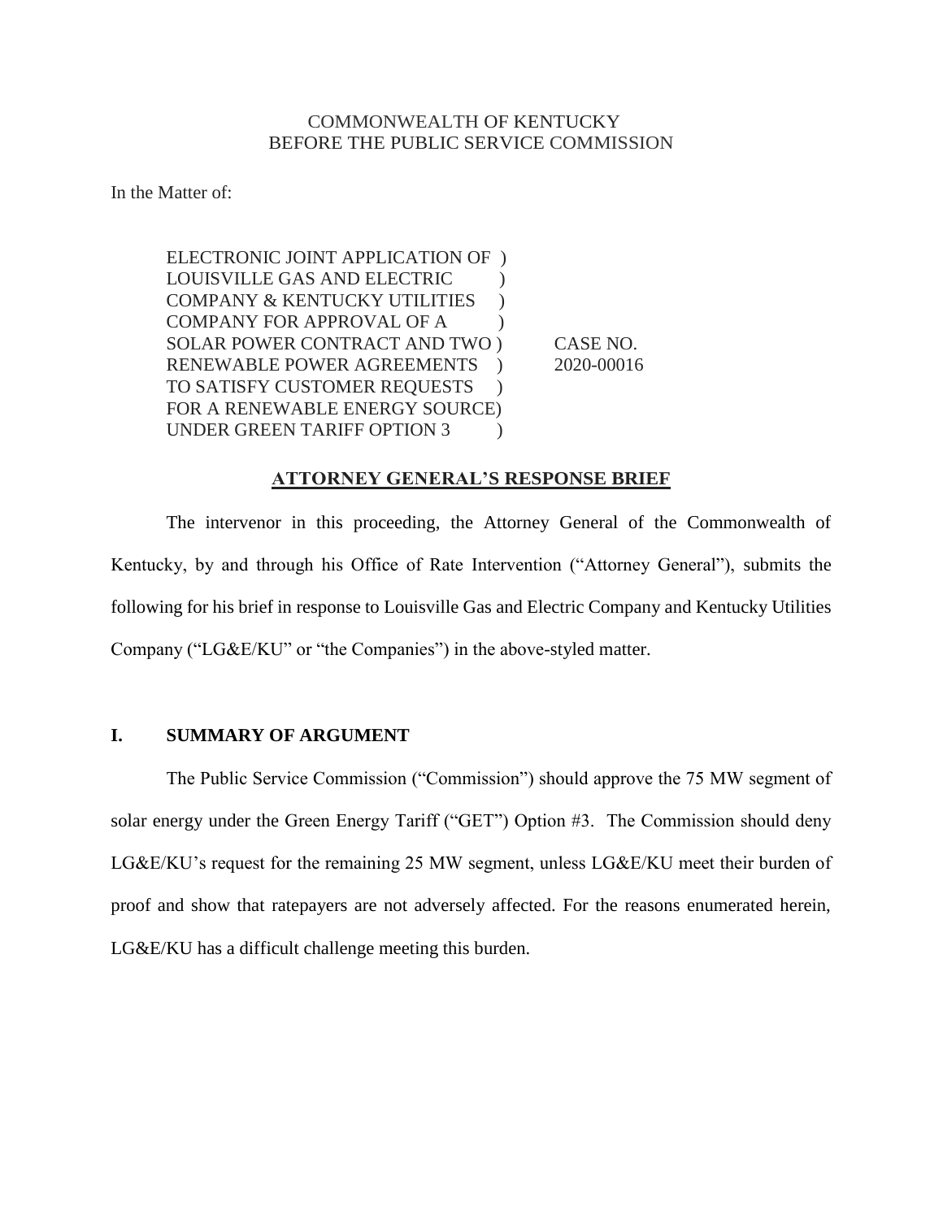COMMONWEALTH OF KENTUCKY
BEFORE THE PUBLIC SERVICE COMMISSION

In the Matter of:

| | | |
|---|---|---|
| ELECTRONIC JOINT APPLICATION OF | ) | |
| LOUISVILLE GAS AND ELECTRIC | ) | |
| COMPANY & KENTUCKY UTILITIES | ) | |
| COMPANY FOR APPROVAL OF A | ) | |
| SOLAR POWER CONTRACT AND TWO | ) | CASE NO. |
| RENEWABLE POWER AGREEMENTS | ) | 2020-00016 |
| TO SATISFY CUSTOMER REQUESTS | ) | |
| FOR A RENEWABLE ENERGY SOURCE | ) | |
| UNDER GREEN TARIFF OPTION 3 | ) | |

## ATTORNEY GENERAL'S RESPONSE BRIEF

The intervenor in this proceeding, the Attorney General of the Commonwealth of Kentucky, by and through his Office of Rate Intervention ("Attorney General"), submits the following for his brief in response to Louisville Gas and Electric Company and Kentucky Utilities Company ("LG&E/KU" or "the Companies") in the above-styled matter.

## I. SUMMARY OF ARGUMENT

The Public Service Commission ("Commission") should approve the 75 MW segment of solar energy under the Green Energy Tariff ("GET") Option #3. The Commission should deny LG&E/KU's request for the remaining 25 MW segment, unless LG&E/KU meet their burden of proof and show that ratepayers are not adversely affected. For the reasons enumerated herein, LG&E/KU has a difficult challenge meeting this burden.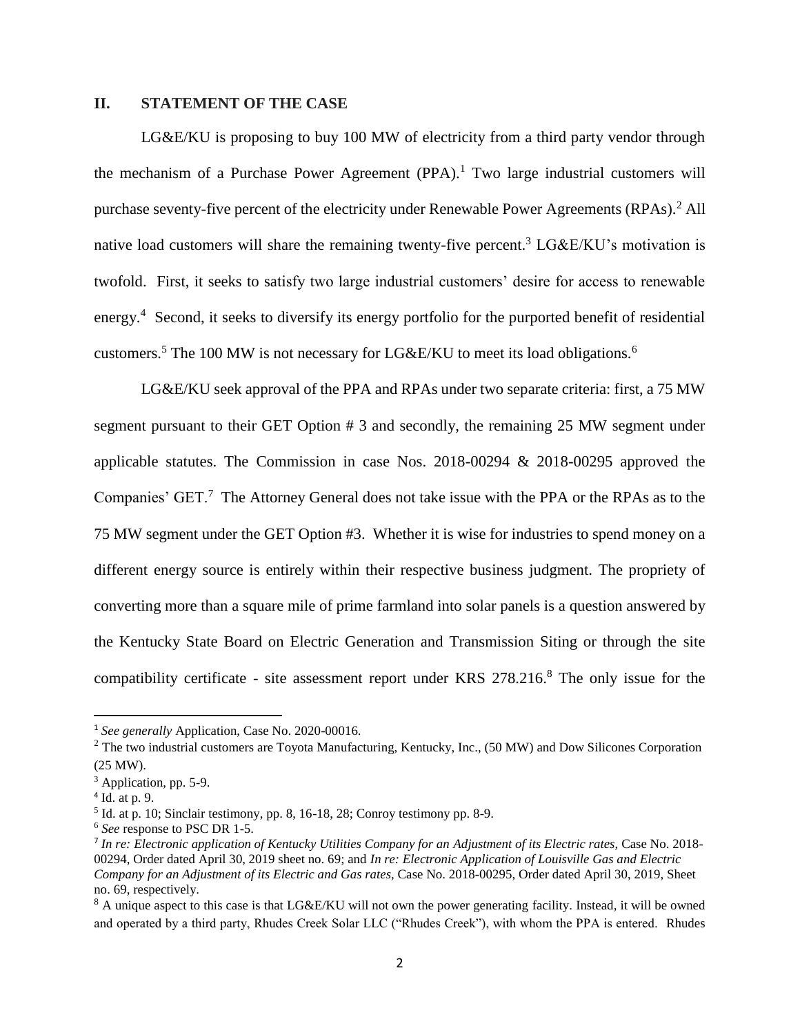## II. STATEMENT OF THE CASE

LG&E/KU is proposing to buy 100 MW of electricity from a third party vendor through the mechanism of a Purchase Power Agreement (PPA).[1] Two large industrial customers will purchase seventy-five percent of the electricity under Renewable Power Agreements (RPAs).[2] All native load customers will share the remaining twenty-five percent.[3] LG&E/KU's motivation is twofold. First, it seeks to satisfy two large industrial customers' desire for access to renewable energy.[4] Second, it seeks to diversify its energy portfolio for the purported benefit of residential customers.[5] The 100 MW is not necessary for LG&E/KU to meet its load obligations.[6]

LG&E/KU seek approval of the PPA and RPAs under two separate criteria: first, a 75 MW segment pursuant to their GET Option # 3 and secondly, the remaining 25 MW segment under applicable statutes. The Commission in case Nos. 2018-00294 & 2018-00295 approved the Companies' GET.[7] The Attorney General does not take issue with the PPA or the RPAs as to the 75 MW segment under the GET Option #3. Whether it is wise for industries to spend money on a different energy source is entirely within their respective business judgment. The propriety of converting more than a square mile of prime farmland into solar panels is a question answered by the Kentucky State Board on Electric Generation and Transmission Siting or through the site compatibility certificate - site assessment report under KRS 278.216.[8] The only issue for the

---

[1] *See generally* Application, Case No. 2020-00016.

[2] The two industrial customers are Toyota Manufacturing, Kentucky, Inc., (50 MW) and Dow Silicones Corporation (25 MW).

[3] Application, pp. 5-9.

[4] Id. at p. 9.

[5] Id. at p. 10; Sinclair testimony, pp. 8, 16-18, 28; Conroy testimony pp. 8-9.

[6] *See* response to PSC DR 1-5.

[7] *In re: Electronic application of Kentucky Utilities Company for an Adjustment of its Electric rates*, Case No. 2018-00294, Order dated April 30, 2019 sheet no. 69; and *In re: Electronic Application of Louisville Gas and Electric Company for an Adjustment of its Electric and Gas rates*, Case No. 2018-00295, Order dated April 30, 2019, Sheet no. 69, respectively.

[8] A unique aspect to this case is that LG&E/KU will not own the power generating facility. Instead, it will be owned and operated by a third party, Rhudes Creek Solar LLC ("Rhudes Creek"), with whom the PPA is entered. Rhudes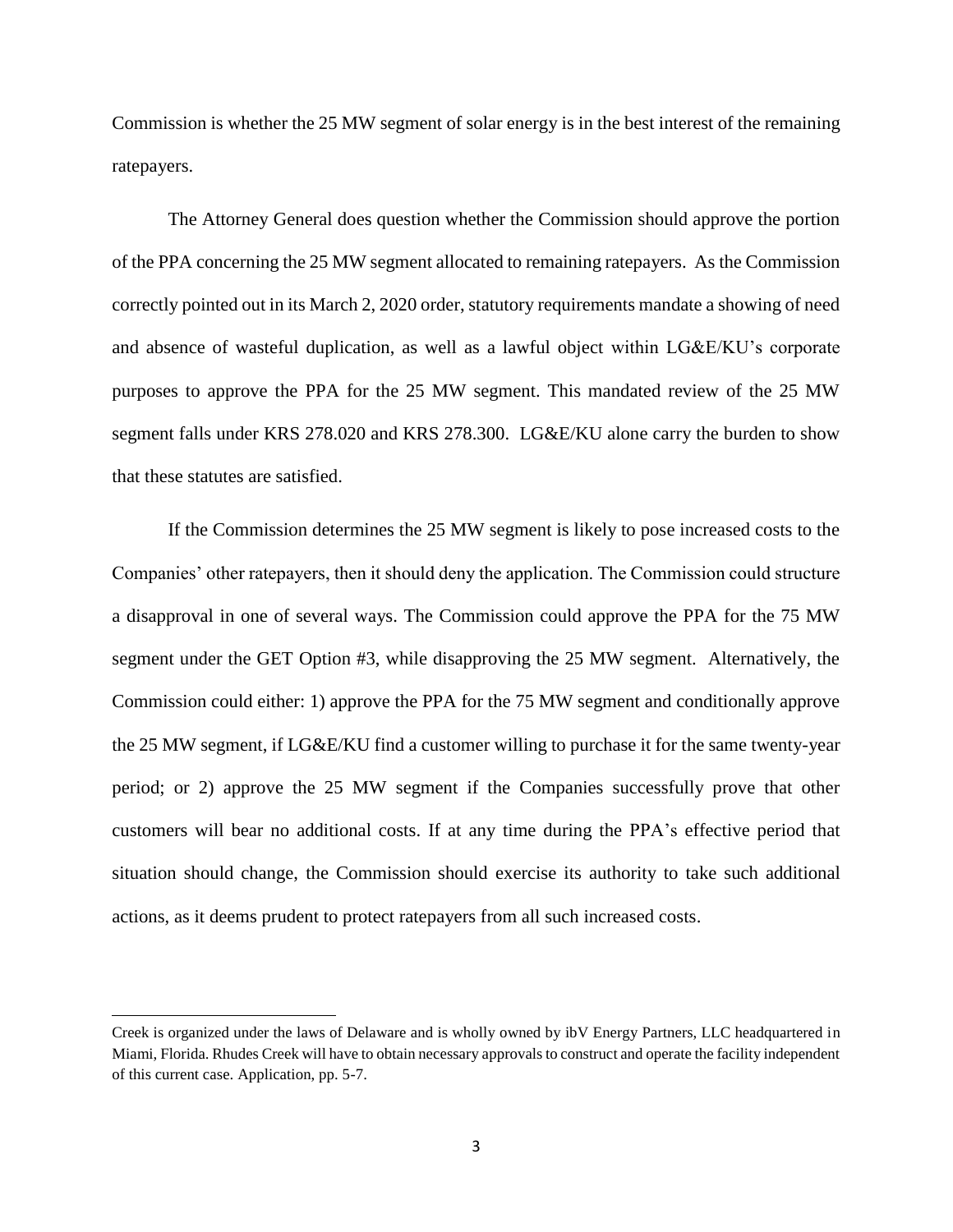Commission is whether the 25 MW segment of solar energy is in the best interest of the remaining ratepayers.

The Attorney General does question whether the Commission should approve the portion of the PPA concerning the 25 MW segment allocated to remaining ratepayers. As the Commission correctly pointed out in its March 2, 2020 order, statutory requirements mandate a showing of need and absence of wasteful duplication, as well as a lawful object within LG&E/KU's corporate purposes to approve the PPA for the 25 MW segment. This mandated review of the 25 MW segment falls under KRS 278.020 and KRS 278.300. LG&E/KU alone carry the burden to show that these statutes are satisfied.

If the Commission determines the 25 MW segment is likely to pose increased costs to the Companies' other ratepayers, then it should deny the application. The Commission could structure a disapproval in one of several ways. The Commission could approve the PPA for the 75 MW segment under the GET Option #3, while disapproving the 25 MW segment. Alternatively, the Commission could either: 1) approve the PPA for the 75 MW segment and conditionally approve the 25 MW segment, if LG&E/KU find a customer willing to purchase it for the same twenty-year period; or 2) approve the 25 MW segment if the Companies successfully prove that other customers will bear no additional costs. If at any time during the PPA's effective period that situation should change, the Commission should exercise its authority to take such additional actions, as it deems prudent to protect ratepayers from all such increased costs.

---

Creek is organized under the laws of Delaware and is wholly owned by ibV Energy Partners, LLC headquartered in Miami, Florida. Rhudes Creek will have to obtain necessary approvals to construct and operate the facility independent of this current case. Application, pp. 5-7.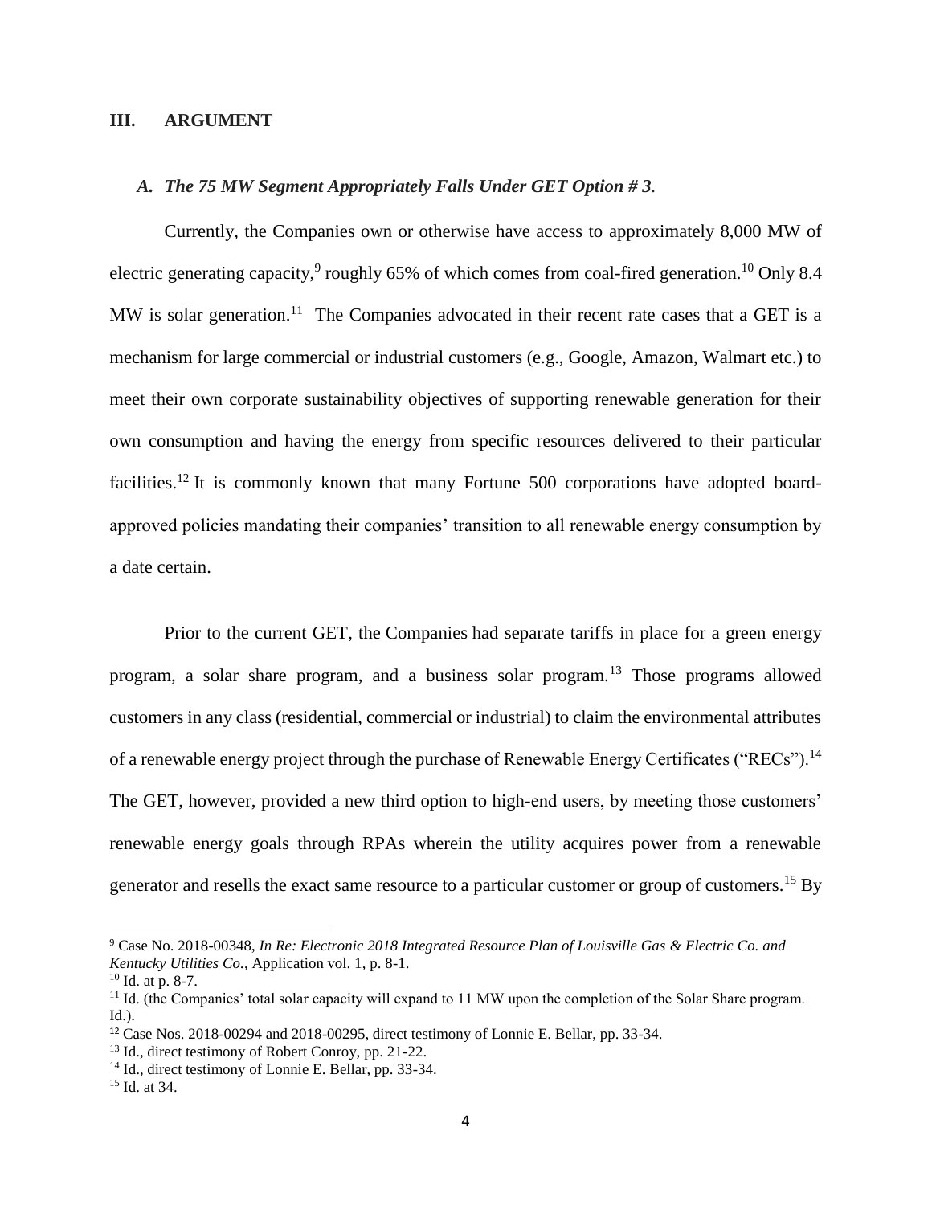## III. ARGUMENT

### *A. The 75 MW Segment Appropriately Falls Under GET Option # 3.*

Currently, the Companies own or otherwise have access to approximately 8,000 MW of electric generating capacity,[9] roughly 65% of which comes from coal-fired generation.[10] Only 8.4 MW is solar generation.[11] The Companies advocated in their recent rate cases that a GET is a mechanism for large commercial or industrial customers (e.g., Google, Amazon, Walmart etc.) to meet their own corporate sustainability objectives of supporting renewable generation for their own consumption and having the energy from specific resources delivered to their particular facilities.[12] It is commonly known that many Fortune 500 corporations have adopted board-approved policies mandating their companies' transition to all renewable energy consumption by a date certain.

Prior to the current GET, the Companies had separate tariffs in place for a green energy program, a solar share program, and a business solar program.[13] Those programs allowed customers in any class (residential, commercial or industrial) to claim the environmental attributes of a renewable energy project through the purchase of Renewable Energy Certificates ("RECs").[14] The GET, however, provided a new third option to high-end users, by meeting those customers' renewable energy goals through RPAs wherein the utility acquires power from a renewable generator and resells the exact same resource to a particular customer or group of customers.[15] By

---

[9] Case No. 2018-00348, *In Re: Electronic 2018 Integrated Resource Plan of Louisville Gas & Electric Co. and Kentucky Utilities Co.*, Application vol. 1, p. 8-1.

[10] Id. at p. 8-7.

[11] Id. (the Companies' total solar capacity will expand to 11 MW upon the completion of the Solar Share program. Id.).

[12] Case Nos. 2018-00294 and 2018-00295, direct testimony of Lonnie E. Bellar, pp. 33-34.

[13] Id., direct testimony of Robert Conroy, pp. 21-22.

[14] Id., direct testimony of Lonnie E. Bellar, pp. 33-34.

[15] Id. at 34.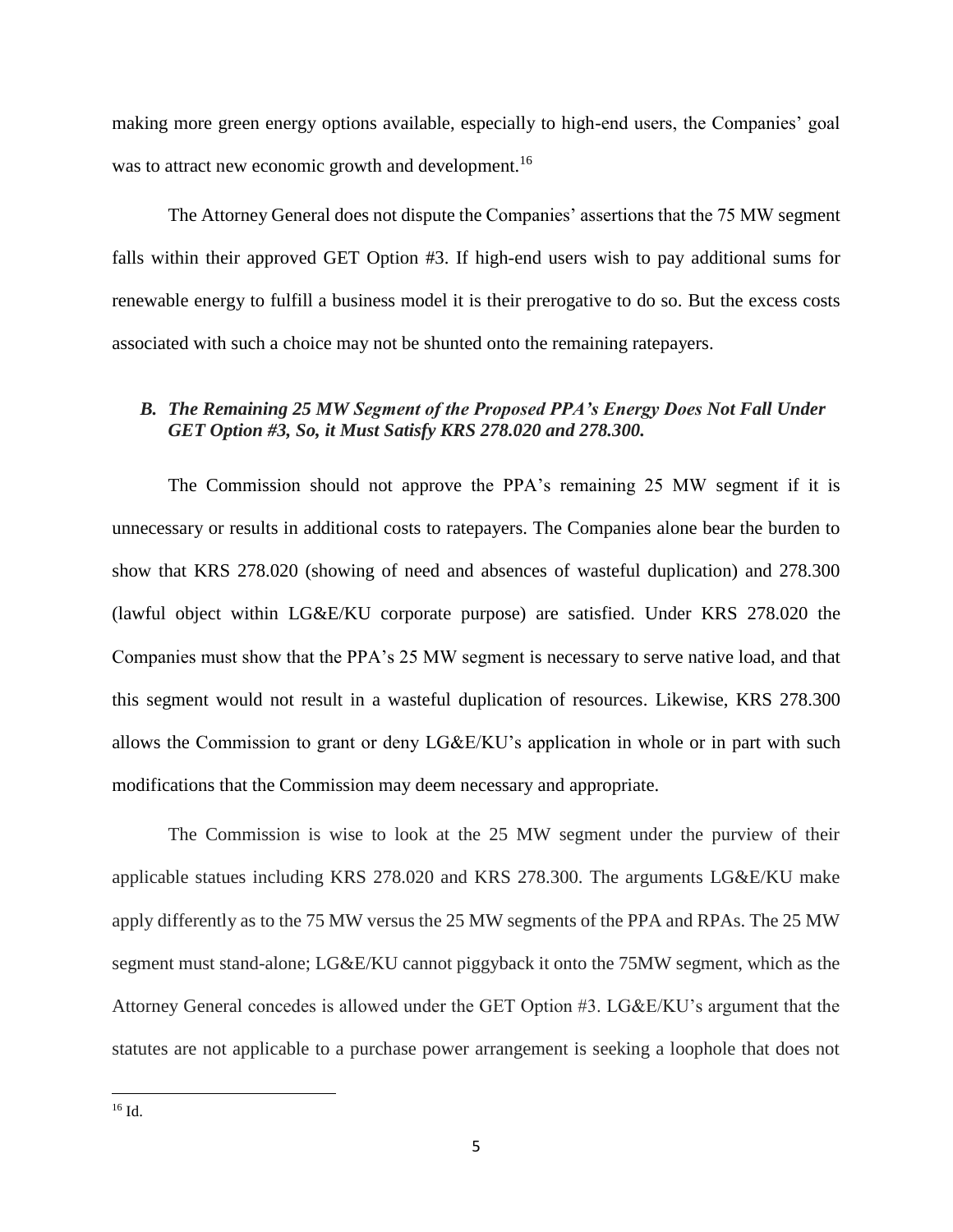making more green energy options available, especially to high-end users, the Companies' goal was to attract new economic growth and development.[16]

The Attorney General does not dispute the Companies' assertions that the 75 MW segment falls within their approved GET Option #3. If high-end users wish to pay additional sums for renewable energy to fulfill a business model it is their prerogative to do so. But the excess costs associated with such a choice may not be shunted onto the remaining ratepayers.

### *B. The Remaining 25 MW Segment of the Proposed PPA's Energy Does Not Fall Under GET Option #3, So, it Must Satisfy KRS 278.020 and 278.300.*

The Commission should not approve the PPA's remaining 25 MW segment if it is unnecessary or results in additional costs to ratepayers. The Companies alone bear the burden to show that KRS 278.020 (showing of need and absences of wasteful duplication) and 278.300 (lawful object within LG&E/KU corporate purpose) are satisfied. Under KRS 278.020 the Companies must show that the PPA's 25 MW segment is necessary to serve native load, and that this segment would not result in a wasteful duplication of resources. Likewise, KRS 278.300 allows the Commission to grant or deny LG&E/KU's application in whole or in part with such modifications that the Commission may deem necessary and appropriate.

The Commission is wise to look at the 25 MW segment under the purview of their applicable statues including KRS 278.020 and KRS 278.300. The arguments LG&E/KU make apply differently as to the 75 MW versus the 25 MW segments of the PPA and RPAs. The 25 MW segment must stand-alone; LG&E/KU cannot piggyback it onto the 75MW segment, which as the Attorney General concedes is allowed under the GET Option #3. LG&E/KU's argument that the statutes are not applicable to a purchase power arrangement is seeking a loophole that does not

---

[16] Id.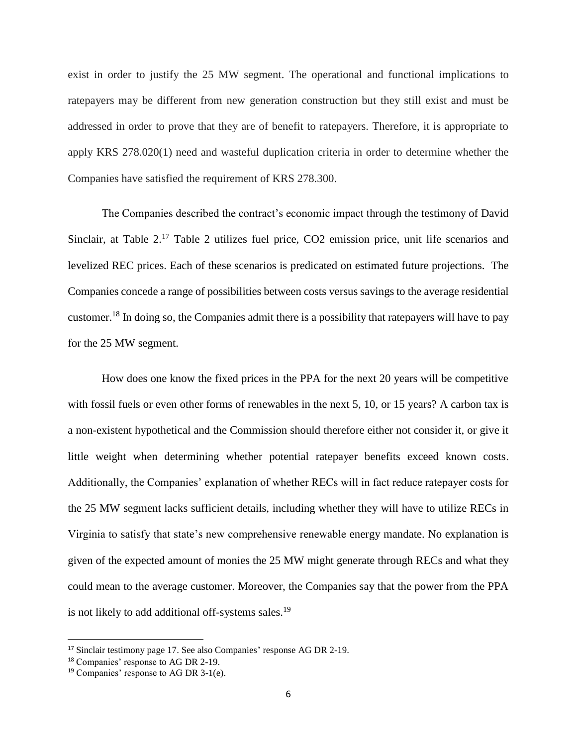exist in order to justify the 25 MW segment. The operational and functional implications to ratepayers may be different from new generation construction but they still exist and must be addressed in order to prove that they are of benefit to ratepayers. Therefore, it is appropriate to apply KRS 278.020(1) need and wasteful duplication criteria in order to determine whether the Companies have satisfied the requirement of KRS 278.300.

The Companies described the contract's economic impact through the testimony of David Sinclair, at Table 2.[17] Table 2 utilizes fuel price, $CO_2$ emission price, unit life scenarios and levelized REC prices. Each of these scenarios is predicated on estimated future projections. The Companies concede a range of possibilities between costs versus savings to the average residential customer.[18] In doing so, the Companies admit there is a possibility that ratepayers will have to pay for the 25 MW segment.

How does one know the fixed prices in the PPA for the next 20 years will be competitive with fossil fuels or even other forms of renewables in the next 5, 10, or 15 years? A carbon tax is a non-existent hypothetical and the Commission should therefore either not consider it, or give it little weight when determining whether potential ratepayer benefits exceed known costs. Additionally, the Companies' explanation of whether RECs will in fact reduce ratepayer costs for the 25 MW segment lacks sufficient details, including whether they will have to utilize RECs in Virginia to satisfy that state's new comprehensive renewable energy mandate. No explanation is given of the expected amount of monies the 25 MW might generate through RECs and what they could mean to the average customer. Moreover, the Companies say that the power from the PPA is not likely to add additional off-systems sales.[19]

---

[17] Sinclair testimony page 17. See also Companies' response AG DR 2-19.

[18] Companies' response to AG DR 2-19.

[19] Companies' response to AG DR 3-1(e).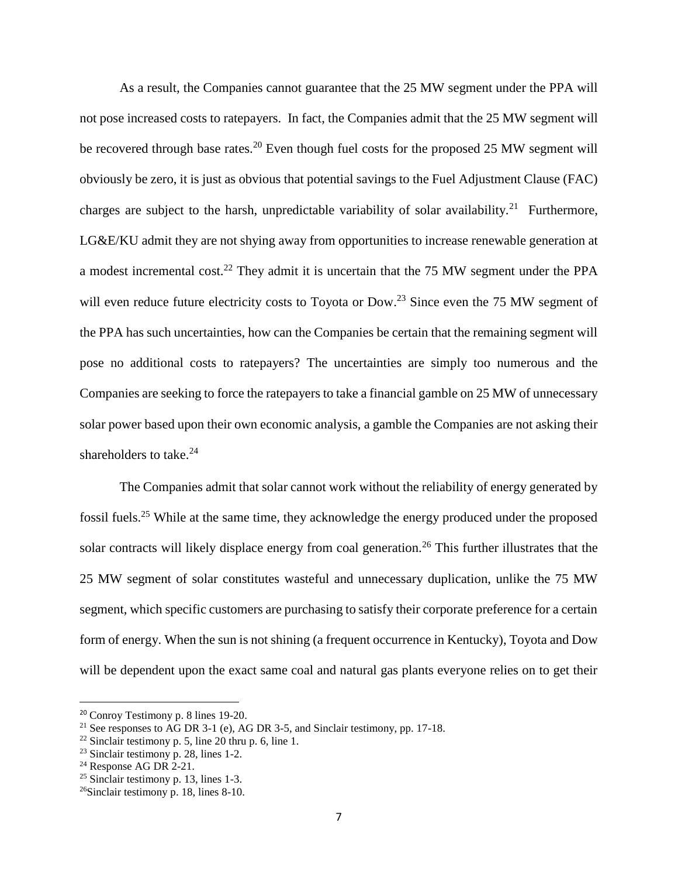As a result, the Companies cannot guarantee that the 25 MW segment under the PPA will not pose increased costs to ratepayers. In fact, the Companies admit that the 25 MW segment will be recovered through base rates.[20] Even though fuel costs for the proposed 25 MW segment will obviously be zero, it is just as obvious that potential savings to the Fuel Adjustment Clause (FAC) charges are subject to the harsh, unpredictable variability of solar availability.[21] Furthermore, LG&E/KU admit they are not shying away from opportunities to increase renewable generation at a modest incremental cost.[22] They admit it is uncertain that the 75 MW segment under the PPA will even reduce future electricity costs to Toyota or Dow.[23] Since even the 75 MW segment of the PPA has such uncertainties, how can the Companies be certain that the remaining segment will pose no additional costs to ratepayers? The uncertainties are simply too numerous and the Companies are seeking to force the ratepayers to take a financial gamble on 25 MW of unnecessary solar power based upon their own economic analysis, a gamble the Companies are not asking their shareholders to take.[24]

The Companies admit that solar cannot work without the reliability of energy generated by fossil fuels.[25] While at the same time, they acknowledge the energy produced under the proposed solar contracts will likely displace energy from coal generation.[26] This further illustrates that the 25 MW segment of solar constitutes wasteful and unnecessary duplication, unlike the 75 MW segment, which specific customers are purchasing to satisfy their corporate preference for a certain form of energy. When the sun is not shining (a frequent occurrence in Kentucky), Toyota and Dow will be dependent upon the exact same coal and natural gas plants everyone relies on to get their

---

[20] Conroy Testimony p. 8 lines 19-20.

[21] See responses to AG DR 3-1 (e), AG DR 3-5, and Sinclair testimony, pp. 17-18.

[22] Sinclair testimony p. 5, line 20 thru p. 6, line 1.

[23] Sinclair testimony p. 28, lines 1-2.

[24] Response AG DR 2-21.

[25] Sinclair testimony p. 13, lines 1-3.

[26] Sinclair testimony p. 18, lines 8-10.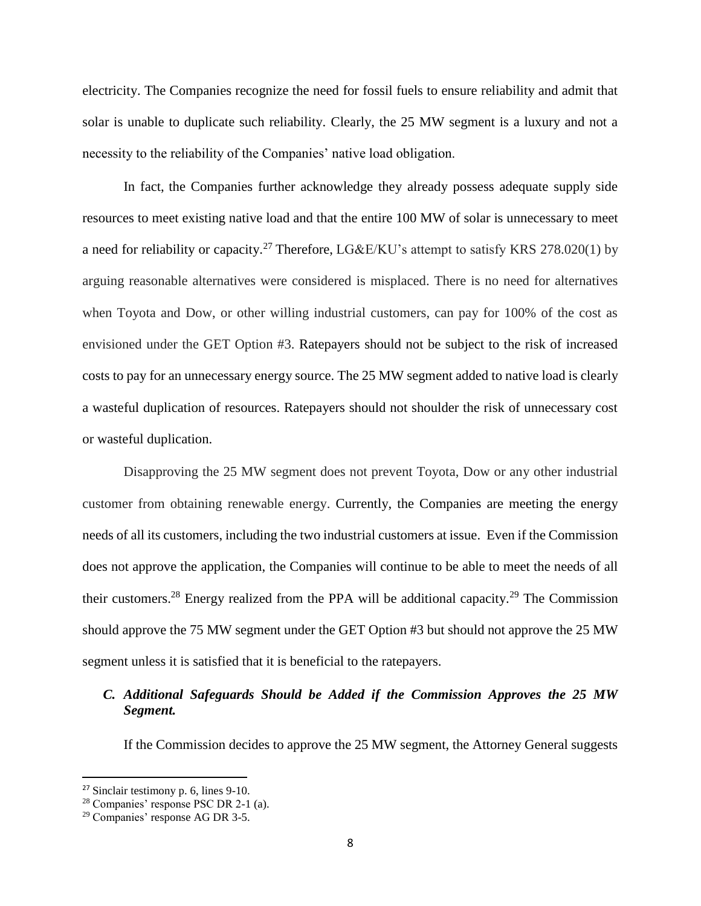electricity. The Companies recognize the need for fossil fuels to ensure reliability and admit that solar is unable to duplicate such reliability. Clearly, the 25 MW segment is a luxury and not a necessity to the reliability of the Companies' native load obligation.

In fact, the Companies further acknowledge they already possess adequate supply side resources to meet existing native load and that the entire 100 MW of solar is unnecessary to meet a need for reliability or capacity.[27] Therefore, LG&E/KU's attempt to satisfy KRS 278.020(1) by arguing reasonable alternatives were considered is misplaced. There is no need for alternatives when Toyota and Dow, or other willing industrial customers, can pay for 100% of the cost as envisioned under the GET Option #3. Ratepayers should not be subject to the risk of increased costs to pay for an unnecessary energy source. The 25 MW segment added to native load is clearly a wasteful duplication of resources. Ratepayers should not shoulder the risk of unnecessary cost or wasteful duplication.

Disapproving the 25 MW segment does not prevent Toyota, Dow or any other industrial customer from obtaining renewable energy. Currently, the Companies are meeting the energy needs of all its customers, including the two industrial customers at issue. Even if the Commission does not approve the application, the Companies will continue to be able to meet the needs of all their customers.[28] Energy realized from the PPA will be additional capacity.[29] The Commission should approve the 75 MW segment under the GET Option #3 but should not approve the 25 MW segment unless it is satisfied that it is beneficial to the ratepayers.

### *C. Additional Safeguards Should be Added if the Commission Approves the 25 MW Segment.*

If the Commission decides to approve the 25 MW segment, the Attorney General suggests

---

[27] Sinclair testimony p. 6, lines 9-10.

[28] Companies' response PSC DR 2-1 (a).

[29] Companies' response AG DR 3-5.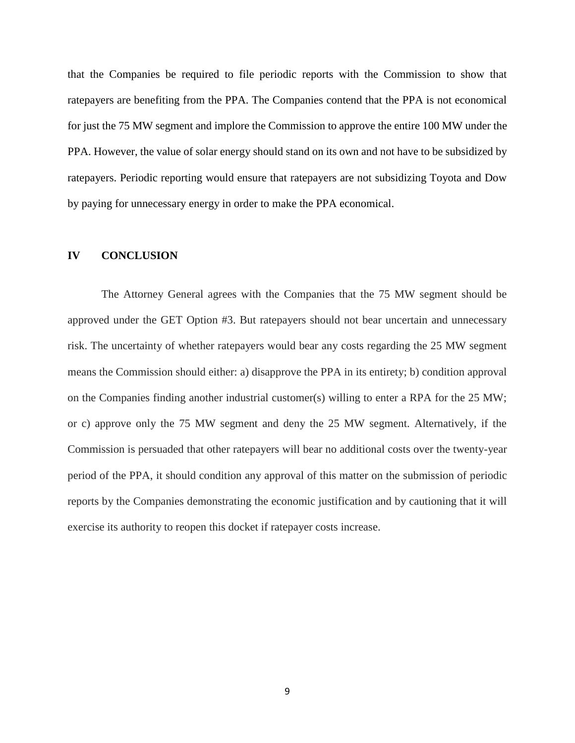that the Companies be required to file periodic reports with the Commission to show that ratepayers are benefiting from the PPA. The Companies contend that the PPA is not economical for just the 75 MW segment and implore the Commission to approve the entire 100 MW under the PPA. However, the value of solar energy should stand on its own and not have to be subsidized by ratepayers. Periodic reporting would ensure that ratepayers are not subsidizing Toyota and Dow by paying for unnecessary energy in order to make the PPA economical.

## IV CONCLUSION

The Attorney General agrees with the Companies that the 75 MW segment should be approved under the GET Option #3. But ratepayers should not bear uncertain and unnecessary risk. The uncertainty of whether ratepayers would bear any costs regarding the 25 MW segment means the Commission should either: a) disapprove the PPA in its entirety; b) condition approval on the Companies finding another industrial customer(s) willing to enter a RPA for the 25 MW; or c) approve only the 75 MW segment and deny the 25 MW segment. Alternatively, if the Commission is persuaded that other ratepayers will bear no additional costs over the twenty-year period of the PPA, it should condition any approval of this matter on the submission of periodic reports by the Companies demonstrating the economic justification and by cautioning that it will exercise its authority to reopen this docket if ratepayer costs increase.